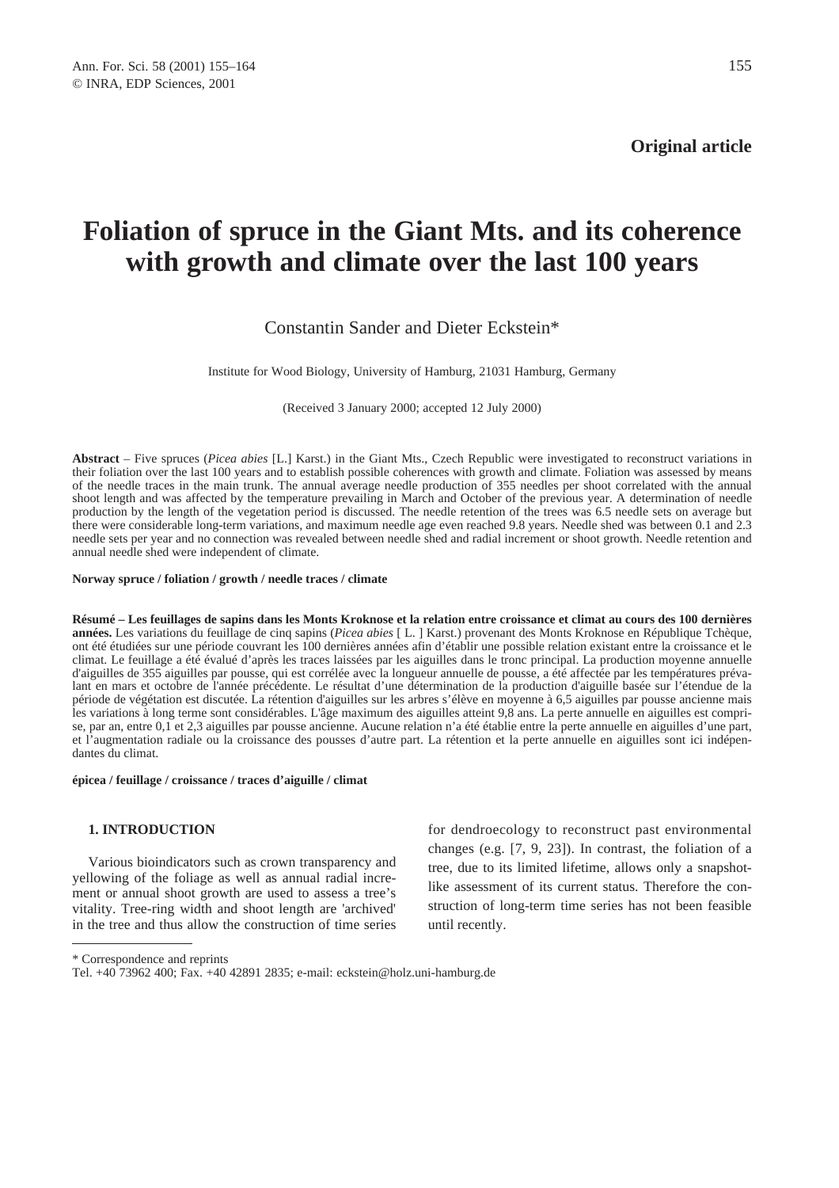**Original article**

# Foliation of spruce in the Giant Mts. and its coherence with growth and climate over the last 100 years

Constantin Sander and Dieter Eckstein*

Institute for Wood Biology, University of Hamburg, 21031 Hamburg, Germany

(Received 3 January 2000; accepted 12 July 2000)

**Abstract** – Five spruces (*Picea abies* [L.] Karst.) in the Giant Mts., Czech Republic were investigated to reconstruct variations in their foliation over the last 100 years and to establish possible coherences with growth and climate. Foliation was assessed by means of the needle traces in the main trunk. The annual average needle production of 355 needles per shoot correlated with the annual shoot length and was affected by the temperature prevailing in March and October of the previous year. A determination of needle production by the length of the vegetation period is discussed. The needle retention of the trees was 6.5 needle sets on average but there were considerable long-term variations, and maximum needle age even reached 9.8 years. Needle shed was between 0.1 and 2.3 needle sets per year and no connection was revealed between needle shed and radial increment or shoot growth. Needle retention and annual needle shed were independent of climate.

**Norway spruce / foliation / growth / needle traces / climate**

**Résumé – Les feuillages de sapins dans les Monts Kroknose et la relation entre croissance et climat au cours des 100 dernières années.** Les variations du feuillage de cinq sapins (*Picea abies* [ L. ] Karst.) provenant des Monts Kroknose en République Tchèque, ont été étudiées sur une période couvrant les 100 dernières années afin d'établir une possible relation existant entre la croissance et le climat. Le feuillage a été évalué d'après les traces laissées par les aiguilles dans le tronc principal. La production moyenne annuelle d'aiguilles de 355 aiguilles par pousse, qui est corrélée avec la longueur annuelle de pousse, a été affectée par les températures prévalant en mars et octobre de l'année précédente. Le résultat d'une détermination de la production d'aiguille basée sur l'étendue de la période de végétation est discutée. La rétention d'aiguilles sur les arbres s'élève en moyenne à 6,5 aiguilles par pousse ancienne mais les variations à long terme sont considérables. L'âge maximum des aiguilles atteint 9,8 ans. La perte annuelle en aiguilles est comprise, par an, entre 0,1 et 2,3 aiguilles par pousse ancienne. Aucune relation n'a été établie entre la perte annuelle en aiguilles d'une part, et l'augmentation radiale ou la croissance des pousses d'autre part. La rétention et la perte annuelle en aiguilles sont ici indépendantes du climat.

**épicea / feuillage / croissance / traces d'aiguille / climat**

## 1. INTRODUCTION

Various bioindicators such as crown transparency and yellowing of the foliage as well as annual radial increment or annual shoot growth are used to assess a tree's vitality. Tree-ring width and shoot length are 'archived' in the tree and thus allow the construction of time series for dendroecology to reconstruct past environmental changes (e.g. [7, 9, 23]). In contrast, the foliation of a tree, due to its limited lifetime, allows only a snapshot-like assessment of its current status. Therefore the construction of long-term time series has not been feasible until recently.

* Correspondence and reprints

Tel. +40 73962 400; Fax. +40 42891 2835; e-mail: eckstein@holz.uni-hamburg.de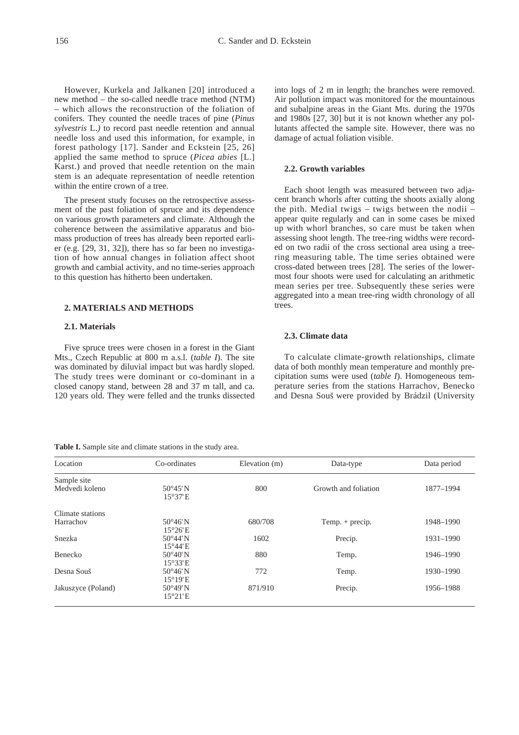However, Kurkela and Jalkanen [20] introduced a new method – the so-called needle trace method (NTM) – which allows the reconstruction of the foliation of conifers. They counted the needle traces of pine (*Pinus sylvestris* L.) to record past needle retention and annual needle loss and used this information, for example, in forest pathology [17]. Sander and Eckstein [25, 26] applied the same method to spruce (*Picea abies* [L.] Karst.) and proved that needle retention on the main stem is an adequate representation of needle retention within the entire crown of a tree.

The present study focuses on the retrospective assessment of the past foliation of spruce and its dependence on various growth parameters and climate. Although the coherence between the assimilative apparatus and biomass production of trees has already been reported earlier (e.g. [29, 31, 32]), there has so far been no investigation of how annual changes in foliation affect shoot growth and cambial activity, and no time-series approach to this question has hitherto been undertaken.

## 2. MATERIALS AND METHODS

### 2.1. Materials

Five spruce trees were chosen in a forest in the Giant Mts., Czech Republic at 800 m a.s.l. (*table I*). The site was dominated by diluvial impact but was hardly sloped. The study trees were dominant or co-dominant in a closed canopy stand, between 28 and 37 m tall, and ca. 120 years old. They were felled and the trunks dissected into logs of 2 m in length; the branches were removed. Air pollution impact was monitored for the mountainous and subalpine areas in the Giant Mts. during the 1970s and 1980s [27, 30] but it is not known whether any pollutants affected the sample site. However, there was no damage of actual foliation visible.

### 2.2. Growth variables

Each shoot length was measured between two adjacent branch whorls after cutting the shoots axially along the pith. Medial twigs – twigs between the nodii – appear quite regularly and can in some cases be mixed up with whorl branches, so care must be taken when assessing shoot length. The tree-ring widths were recorded on two radii of the cross sectional area using a tree-ring measuring table. The time series obtained were cross-dated between trees [28]. The series of the lowermost four shoots were used for calculating an arithmetic mean series per tree. Subsequently these series were aggregated into a mean tree-ring width chronology of all trees.

### 2.3. Climate data

To calculate climate-growth relationships, climate data of both monthly mean temperature and monthly precipitation sums were used (*table I*). Homogeneous temperature series from the stations Harrachov, Benecko and Desna Souš were provided by Brádzil (University

**Table I.** Sample site and climate stations in the study area.

| Location | Co-ordinates | Elevation (m) | Data-type | Data period |
|---|---|---|---|---|
| Sample site | | | | |
| Medvedi koleno | 50°45'N 15°37'E | 800 | Growth and foliation | 1877–1994 |
| Climate stations | | | | |
| Harrachov | 50°46'N 15°26'E | 680/708 | Temp. + precip. | 1948–1990 |
| Snezka | 50°44'N 15°44'E | 1602 | Precip. | 1931–1990 |
| Benecko | 50°40'N 15°33'E | 880 | Temp. | 1946–1990 |
| Desna Souš | 50°46'N 15°19'E | 772 | Temp. | 1930–1990 |
| Jakuszyce (Poland) | 50°49'N 15°21'E | 871/910 | Precip. | 1956–1988 |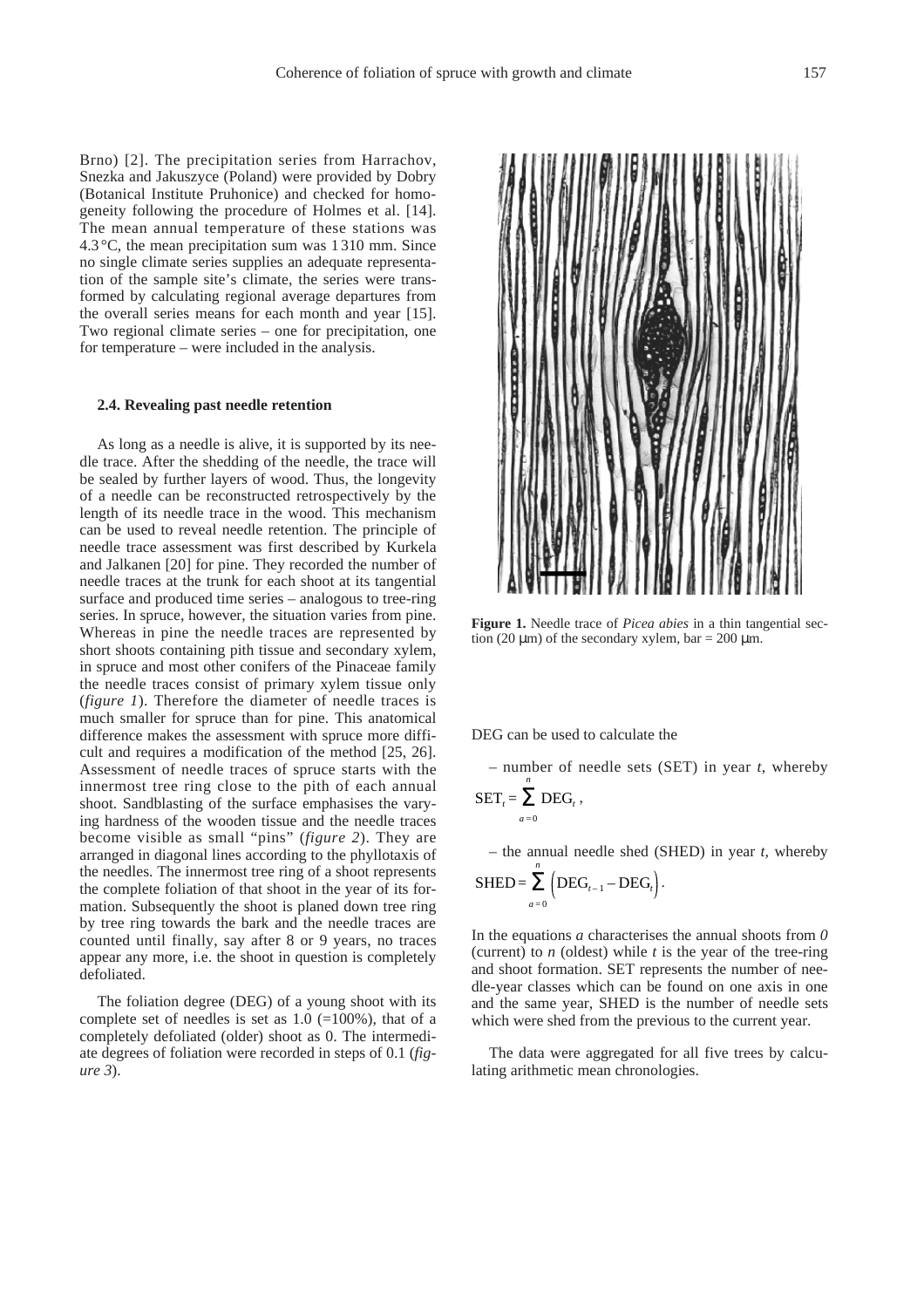Brno) [2]. The precipitation series from Harrachov, Snezka and Jakuszyce (Poland) were provided by Dobry (Botanical Institute Pruhonice) and checked for homogeneity following the procedure of Holmes et al. [14]. The mean annual temperature of these stations was 4.3 °C, the mean precipitation sum was 1 310 mm. Since no single climate series supplies an adequate representation of the sample site's climate, the series were transformed by calculating regional average departures from the overall series means for each month and year [15]. Two regional climate series – one for precipitation, one for temperature – were included in the analysis.

### 2.4. Revealing past needle retention

As long as a needle is alive, it is supported by its needle trace. After the shedding of the needle, the trace will be sealed by further layers of wood. Thus, the longevity of a needle can be reconstructed retrospectively by the length of its needle trace in the wood. This mechanism can be used to reveal needle retention. The principle of needle trace assessment was first described by Kurkela and Jalkanen [20] for pine. They recorded the number of needle traces at the trunk for each shoot at its tangential surface and produced time series – analogous to tree-ring series. In spruce, however, the situation varies from pine. Whereas in pine the needle traces are represented by short shoots containing pith tissue and secondary xylem, in spruce and most other conifers of the Pinaceae family the needle traces consist of primary xylem tissue only (*figure 1*). Therefore the diameter of needle traces is much smaller for spruce than for pine. This anatomical difference makes the assessment with spruce more difficult and requires a modification of the method [25, 26]. Assessment of needle traces of spruce starts with the innermost tree ring close to the pith of each annual shoot. Sandblasting of the surface emphasises the varying hardness of the wooden tissue and the needle traces become visible as small "pins" (*figure 2*). They are arranged in diagonal lines according to the phyllotaxis of the needles. The innermost tree ring of a shoot represents the complete foliation of that shoot in the year of its formation. Subsequently the shoot is planed down tree ring by tree ring towards the bark and the needle traces are counted until finally, say after 8 or 9 years, no traces appear any more, i.e. the shoot in question is completely defoliated.

The foliation degree (DEG) of a young shoot with its complete set of needles is set as 1.0 (=100%), that of a completely defoliated (older) shoot as 0. The intermediate degrees of foliation were recorded in steps of 0.1 (*figure 3*).

**Figure 1.** Needle trace of *Picea abies* in a thin tangential section (20 µm) of the secondary xylem, bar = 200 µm.

DEG can be used to calculate the

– number of needle sets (SET) in year *t*, whereby

$$\mathrm{SET}_t = \sum_{a=0}^{n} \mathrm{DEG}_t \,,$$

– the annual needle shed (SHED) in year *t*, whereby

$$\mathrm{SHED} = \sum_{a=0}^{n} \left( \mathrm{DEG}_{t-1} - \mathrm{DEG}_t \right).$$

In the equations *a* characterises the annual shoots from *0* (current) to *n* (oldest) while *t* is the year of the tree-ring and shoot formation. SET represents the number of needle-year classes which can be found on one axis in one and the same year, SHED is the number of needle sets which were shed from the previous to the current year.

The data were aggregated for all five trees by calculating arithmetic mean chronologies.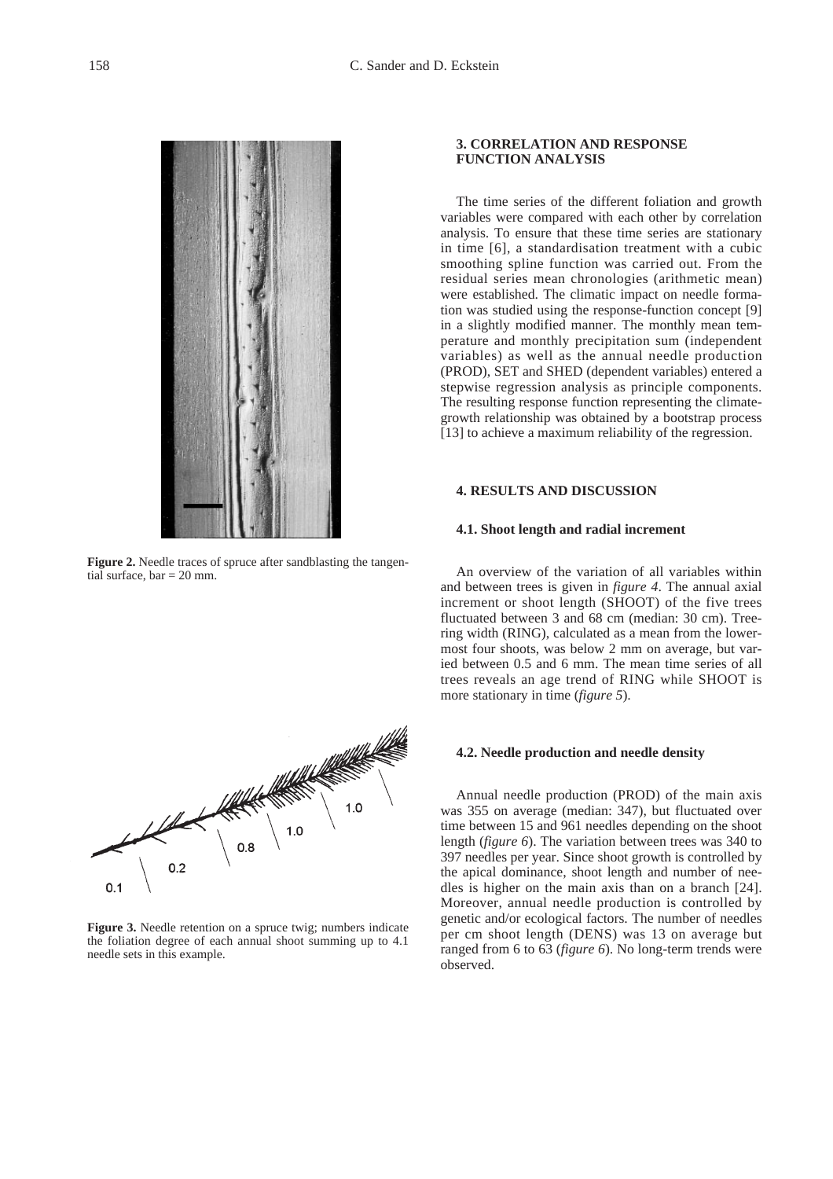Figure 2. Needle traces of spruce after sandblasting the tangential surface, bar = 20 mm.

Figure 3. Needle retention on a spruce twig; numbers indicate the foliation degree of each annual shoot summing up to 4.1 needle sets in this example.

## 3. CORRELATION AND RESPONSE FUNCTION ANALYSIS

The time series of the different foliation and growth variables were compared with each other by correlation analysis. To ensure that these time series are stationary in time [6], a standardisation treatment with a cubic smoothing spline function was carried out. From the residual series mean chronologies (arithmetic mean) were established. The climatic impact on needle formation was studied using the response-function concept [9] in a slightly modified manner. The monthly mean temperature and monthly precipitation sum (independent variables) as well as the annual needle production (PROD), SET and SHED (dependent variables) entered a stepwise regression analysis as principle components. The resulting response function representing the climate-growth relationship was obtained by a bootstrap process [13] to achieve a maximum reliability of the regression.

## 4. RESULTS AND DISCUSSION

### 4.1. Shoot length and radial increment

An overview of the variation of all variables within and between trees is given in *figure 4*. The annual axial increment or shoot length (SHOOT) of the five trees fluctuated between 3 and 68 cm (median: 30 cm). Tree-ring width (RING), calculated as a mean from the lowermost four shoots, was below 2 mm on average, but varied between 0.5 and 6 mm. The mean time series of all trees reveals an age trend of RING while SHOOT is more stationary in time (*figure 5*).

### 4.2. Needle production and needle density

Annual needle production (PROD) of the main axis was 355 on average (median: 347), but fluctuated over time between 15 and 961 needles depending on the shoot length (*figure 6*). The variation between trees was 340 to 397 needles per year. Since shoot growth is controlled by the apical dominance, shoot length and number of needles is higher on the main axis than on a branch [24]. Moreover, annual needle production is controlled by genetic and/or ecological factors. The number of needles per cm shoot length (DENS) was 13 on average but ranged from 6 to 63 (*figure 6*). No long-term trends were observed.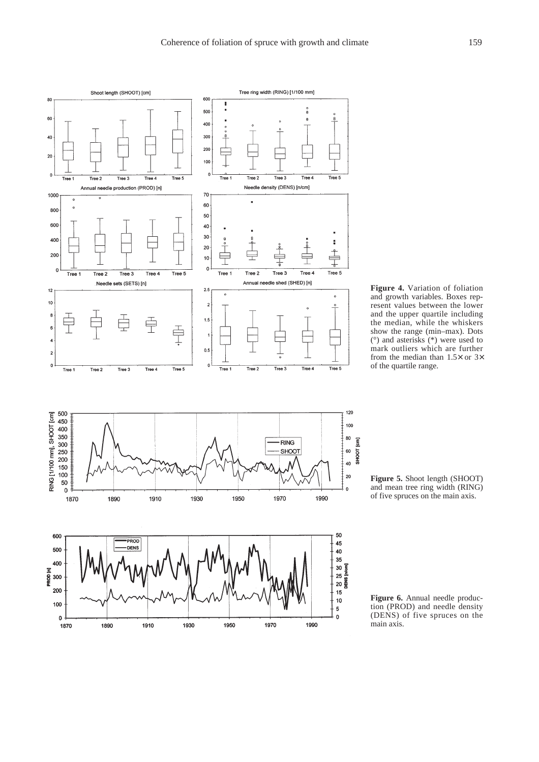**Figure 4.** Variation of foliation and growth variables. Boxes represent values between the lower and the upper quartile including the median, while the whiskers show the range (min–max). Dots (°) and asterisks (*) were used to mark outliers which are further from the median than 1.5× or 3× of the quartile range.

**Figure 5.** Shoot length (SHOOT) and mean tree ring width (RING) of five spruces on the main axis.

**Figure 6.** Annual needle production (PROD) and needle density (DENS) of five spruces on the main axis.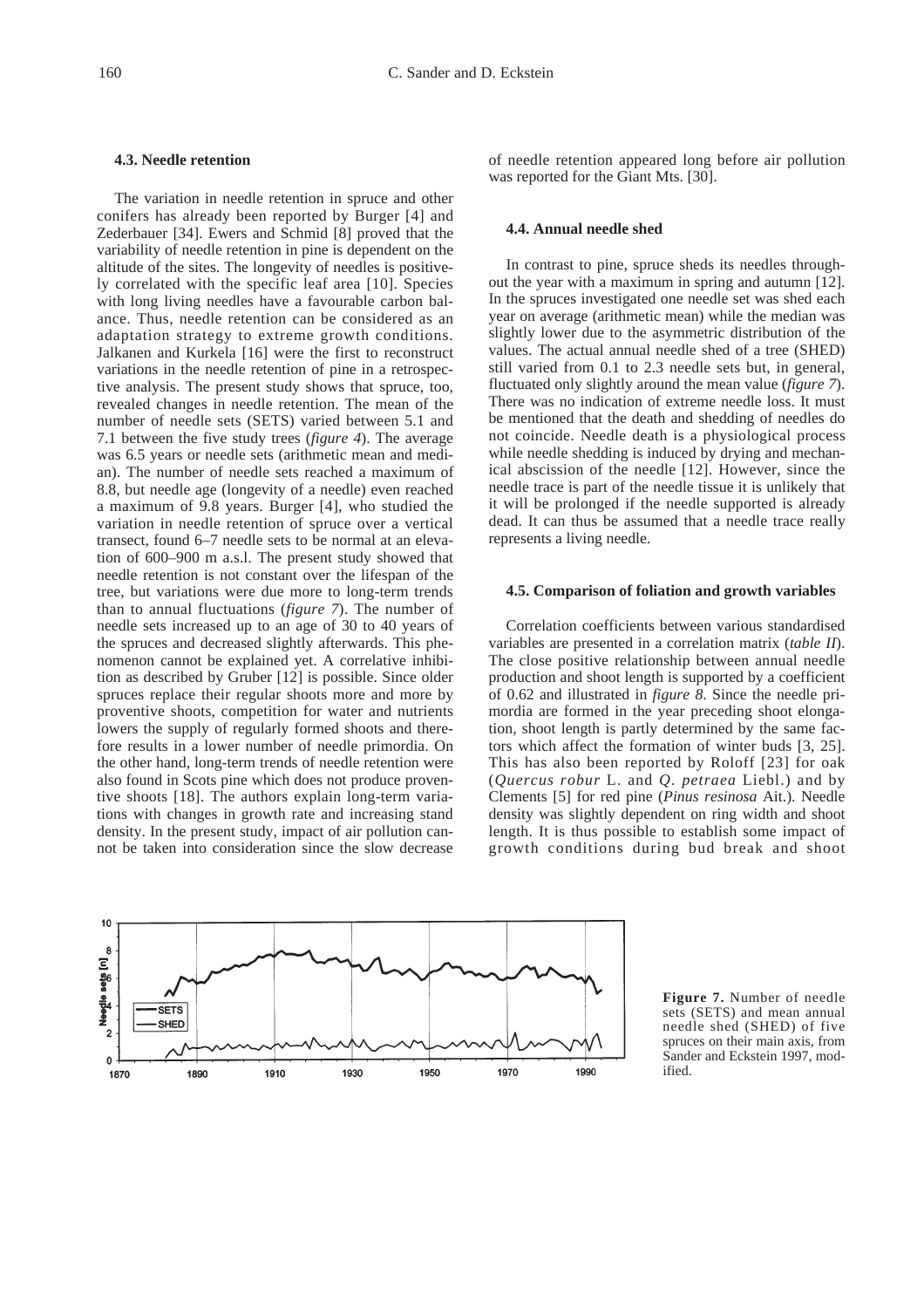### 4.3. Needle retention

The variation in needle retention in spruce and other conifers has already been reported by Burger [4] and Zederbauer [34]. Ewers and Schmid [8] proved that the variability of needle retention in pine is dependent on the altitude of the sites. The longevity of needles is positively correlated with the specific leaf area [10]. Species with long living needles have a favourable carbon balance. Thus, needle retention can be considered as an adaptation strategy to extreme growth conditions. Jalkanen and Kurkela [16] were the first to reconstruct variations in the needle retention of pine in a retrospective analysis. The present study shows that spruce, too, revealed changes in needle retention. The mean of the number of needle sets (SETS) varied between 5.1 and 7.1 between the five study trees (*figure 4*). The average was 6.5 years or needle sets (arithmetic mean and median). The number of needle sets reached a maximum of 8.8, but needle age (longevity of a needle) even reached a maximum of 9.8 years. Burger [4], who studied the variation in needle retention of spruce over a vertical transect, found 6–7 needle sets to be normal at an elevation of 600–900 m a.s.l. The present study showed that needle retention is not constant over the lifespan of the tree, but variations were due more to long-term trends than to annual fluctuations (*figure 7*). The number of needle sets increased up to an age of 30 to 40 years of the spruces and decreased slightly afterwards. This phenomenon cannot be explained yet. A correlative inhibition as described by Gruber [12] is possible. Since older spruces replace their regular shoots more and more by proventive shoots, competition for water and nutrients lowers the supply of regularly formed shoots and therefore results in a lower number of needle primordia. On the other hand, long-term trends of needle retention were also found in Scots pine which does not produce proventive shoots [18]. The authors explain long-term variations with changes in growth rate and increasing stand density. In the present study, impact of air pollution cannot be taken into consideration since the slow decrease of needle retention appeared long before air pollution was reported for the Giant Mts. [30].

### 4.4. Annual needle shed

In contrast to pine, spruce sheds its needles throughout the year with a maximum in spring and autumn [12]. In the spruces investigated one needle set was shed each year on average (arithmetic mean) while the median was slightly lower due to the asymmetric distribution of the values. The actual annual needle shed of a tree (SHED) still varied from 0.1 to 2.3 needle sets but, in general, fluctuated only slightly around the mean value (*figure 7*). There was no indication of extreme needle loss. It must be mentioned that the death and shedding of needles do not coincide. Needle death is a physiological process while needle shedding is induced by drying and mechanical abscission of the needle [12]. However, since the needle trace is part of the needle tissue it is unlikely that it will be prolonged if the needle supported is already dead. It can thus be assumed that a needle trace really represents a living needle.

### 4.5. Comparison of foliation and growth variables

Correlation coefficients between various standardised variables are presented in a correlation matrix (*table II*). The close positive relationship between annual needle production and shoot length is supported by a coefficient of 0.62 and illustrated in *figure 8*. Since the needle primordia are formed in the year preceding shoot elongation, shoot length is partly determined by the same factors which affect the formation of winter buds [3, 25]. This has also been reported by Roloff [23] for oak (*Quercus robur* L. and *Q. petraea* Liebl.) and by Clements [5] for red pine (*Pinus resinosa* Ait.). Needle density was slightly dependent on ring width and shoot length. It is thus possible to establish some impact of growth conditions during bud break and shoot

**Figure 7.** Number of needle sets (SETS) and mean annual needle shed (SHED) of five spruces on their main axis, from Sander and Eckstein 1997, modified.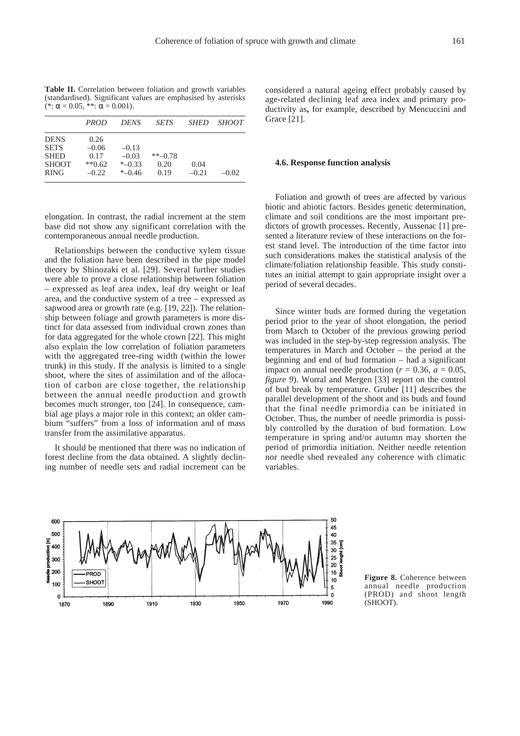**Table II.** Correlation between foliation and growth variables (standardised). Significant values are emphasised by asterisks (*: α = 0.05, **: α = 0.001).

| | *PROD* | *DENS* | *SETS* | *SHED* | *SHOOT* |
|---|---|---|---|---|---|
| DENS | 0.26 | | | | |
| SETS | –0.06 | –0.13 | | | |
| SHED | 0.17 | –0.03 | **–0.78 | | |
| SHOOT | **0.62 | *–0.33 | 0.20 | 0.04 | |
| RING | –0.22 | *–0.46 | 0.19 | –0.21 | –0.02 |

elongation. In contrast, the radial increment at the stem base did not show any significant correlation with the contemporaneous annual needle production.

Relationships between the conductive xylem tissue and the foliation have been described in the pipe model theory by Shinozaki et al. [29]. Several further studies were able to prove a close relationship between foliation – expressed as leaf area index, leaf dry weight or leaf area, and the conductive system of a tree – expressed as sapwood area or growth rate (e.g. [19, 22]). The relationship between foliage and growth parameters is more distinct for data assessed from individual crown zones than for data aggregated for the whole crown [22]. This might also explain the low correlation of foliation parameters with the aggregated tree-ring width (within the lower trunk) in this study. If the analysis is limited to a single shoot, where the sites of assimilation and of the allocation of carbon are close together, the relationship between the annual needle production and growth becomes much stronger, too [24]. In consequence, cambial age plays a major role in this context; an older cambium "suffers" from a loss of information and of mass transfer from the assimilative apparatus.

It should be mentioned that there was no indication of forest decline from the data obtained. A slightly declining number of needle sets and radial increment can be considered a natural ageing effect probably caused by age-related declining leaf area index and primary productivity as**,** for example, described by Mencuccini and Grace [21].

### 4.6. Response function analysis

Foliation and growth of trees are affected by various biotic and abiotic factors. Besides genetic determination, climate and soil conditions are the most important predictors of growth processes. Recently, Aussenac [1] presented a literature review of these interactions on the forest stand level. The introduction of the time factor into such considerations makes the statistical analysis of the climate/foliation relationship feasible. This study constitutes an initial attempt to gain appropriate insight over a period of several decades.

Since winter buds are formed during the vegetation period prior to the year of shoot elongation, the period from March to October of the previous growing period was included in the step-by-step regression analysis. The temperatures in March and October – the period at the beginning and end of bud formation – had a significant impact on annual needle production ($r = 0.36$, $a = 0.05$, *figure 9*). Worral and Mergen [33] report on the control of bud break by temperature. Gruber [11] describes the parallel development of the shoot and its buds and found that the final needle primordia can be initiated in October. Thus, the number of needle primordia is possibly controlled by the duration of bud formation. Low temperature in spring and/or autumn may shorten the period of primordia initiation. Neither needle retention nor needle shed revealed any coherence with climatic variables.

**Figure 8.** Coherence between annual needle production (PROD) and shoot length (SHOOT).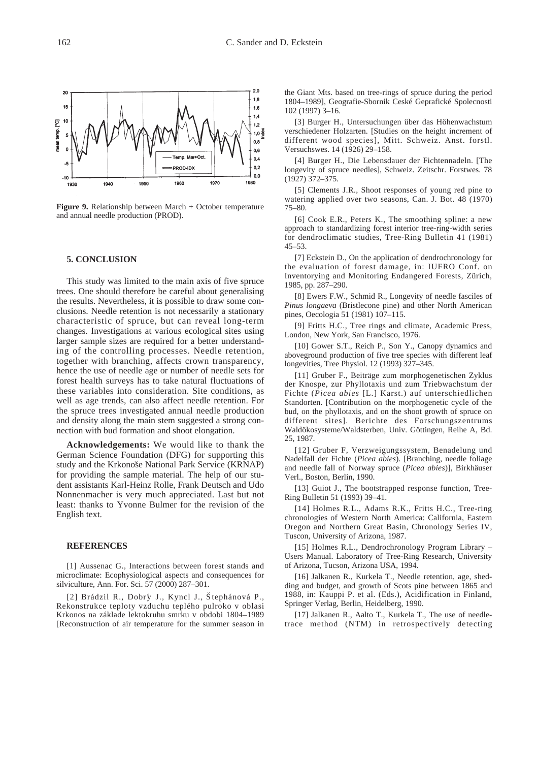Figure 9. Relationship between March + October temperature and annual needle production (PROD).

## 5. CONCLUSION

This study was limited to the main axis of five spruce trees. One should therefore be careful about generalising the results. Nevertheless, it is possible to draw some conclusions. Needle retention is not necessarily a stationary characteristic of spruce, but can reveal long-term changes. Investigations at various ecological sites using larger sample sizes are required for a better understanding of the controlling processes. Needle retention, together with branching, affects crown transparency, hence the use of needle age or number of needle sets for forest health surveys has to take natural fluctuations of these variables into consideration. Site conditions, as well as age trends, can also affect needle retention. For the spruce trees investigated annual needle production and density along the main stem suggested a strong connection with bud formation and shoot elongation.

**Acknowledgements:** We would like to thank the German Science Foundation (DFG) for supporting this study and the Krkonoše National Park Service (KRNAP) for providing the sample material. The help of our student assistants Karl-Heinz Rolle, Frank Deutsch and Udo Nonnenmacher is very much appreciated. Last but not least: thanks to Yvonne Bulmer for the revision of the English text.

## REFERENCES

[1] Aussenac G., Interactions between forest stands and microclimate: Ecophysiological aspects and consequences for silviculture, Ann. For. Sci. 57 (2000) 287–301.

[2] Brádzil R., Dobrý J., Kyncl J., Štephánová P., Rekonstrukce teploty vzduchu teplého pulroko v oblasi Krkonos na základe lektokruhu smrku v obdobi 1804–1989 [Reconstruction of air temperature for the summer season in the Giant Mts. based on tree-rings of spruce during the period 1804–1989], Geografie-Sbornik Ceské Geprafické Spolecnosti 102 (1997) 3–16.

[3] Burger H., Untersuchungen über das Höhenwachstum verschiedener Holzarten. [Studies on the height increment of different wood species], Mitt. Schweiz. Anst. forstl. Versuchswes. 14 (1926) 29–158.

[4] Burger H., Die Lebensdauer der Fichtennadeln. [The longevity of spruce needles], Schweiz. Zeitschr. Forstwes. 78 (1927) 372–375.

[5] Clements J.R., Shoot responses of young red pine to watering applied over two seasons, Can. J. Bot. 48 (1970) 75–80.

[6] Cook E.R., Peters K., The smoothing spline: a new approach to standardizing forest interior tree-ring-width series for dendroclimatic studies, Tree-Ring Bulletin 41 (1981) 45–53.

[7] Eckstein D., On the application of dendrochronology for the evaluation of forest damage, in: IUFRO Conf. on Inventorying and Monitoring Endangered Forests, Zürich, 1985, pp. 287–290.

[8] Ewers F.W., Schmid R., Longevity of needle fasciles of *Pinus longaeva* (Bristlecone pine) and other North American pines, Oecologia 51 (1981) 107–115.

[9] Fritts H.C., Tree rings and climate, Academic Press, London, New York, San Francisco, 1976.

[10] Gower S.T., Reich P., Son Y., Canopy dynamics and aboveground production of five tree species with different leaf longevities, Tree Physiol. 12 (1993) 327–345.

[11] Gruber F., Beiträge zum morphogenetischen Zyklus der Knospe, zur Phyllotaxis und zum Triebwachstum der Fichte (*Picea abies* [L.] Karst.) auf unterschiedlichen Standorten. [Contribution on the morphogenetic cycle of the bud, on the phyllotaxis, and on the shoot growth of spruce on different sites]. Berichte des Forschungszentrums Waldökosysteme/Waldsterben, Univ. Göttingen, Reihe A, Bd. 25, 1987.

[12] Gruber F, Verzweigungssystem, Benadelung und Nadelfall der Fichte (*Picea abies*). [Branching, needle foliage and needle fall of Norway spruce (*Picea abies*)], Birkhäuser Verl., Boston, Berlin, 1990.

[13] Guiot J., The bootstrapped response function, Tree-Ring Bulletin 51 (1993) 39–41.

[14] Holmes R.L., Adams R.K., Fritts H.C., Tree-ring chronologies of Western North America: California, Eastern Oregon and Northern Great Basin, Chronology Series IV, Tuscon, University of Arizona, 1987.

[15] Holmes R.L., Dendrochronology Program Library – Users Manual. Laboratory of Tree-Ring Research, University of Arizona, Tucson, Arizona USA, 1994.

[16] Jalkanen R., Kurkela T., Needle retention, age, shedding and budget, and growth of Scots pine between 1865 and 1988, in: Kauppi P. et al. (Eds.), Acidification in Finland, Springer Verlag, Berlin, Heidelberg, 1990.

[17] Jalkanen R., Aalto T., Kurkela T., The use of needle-trace method (NTM) in retrospectively detecting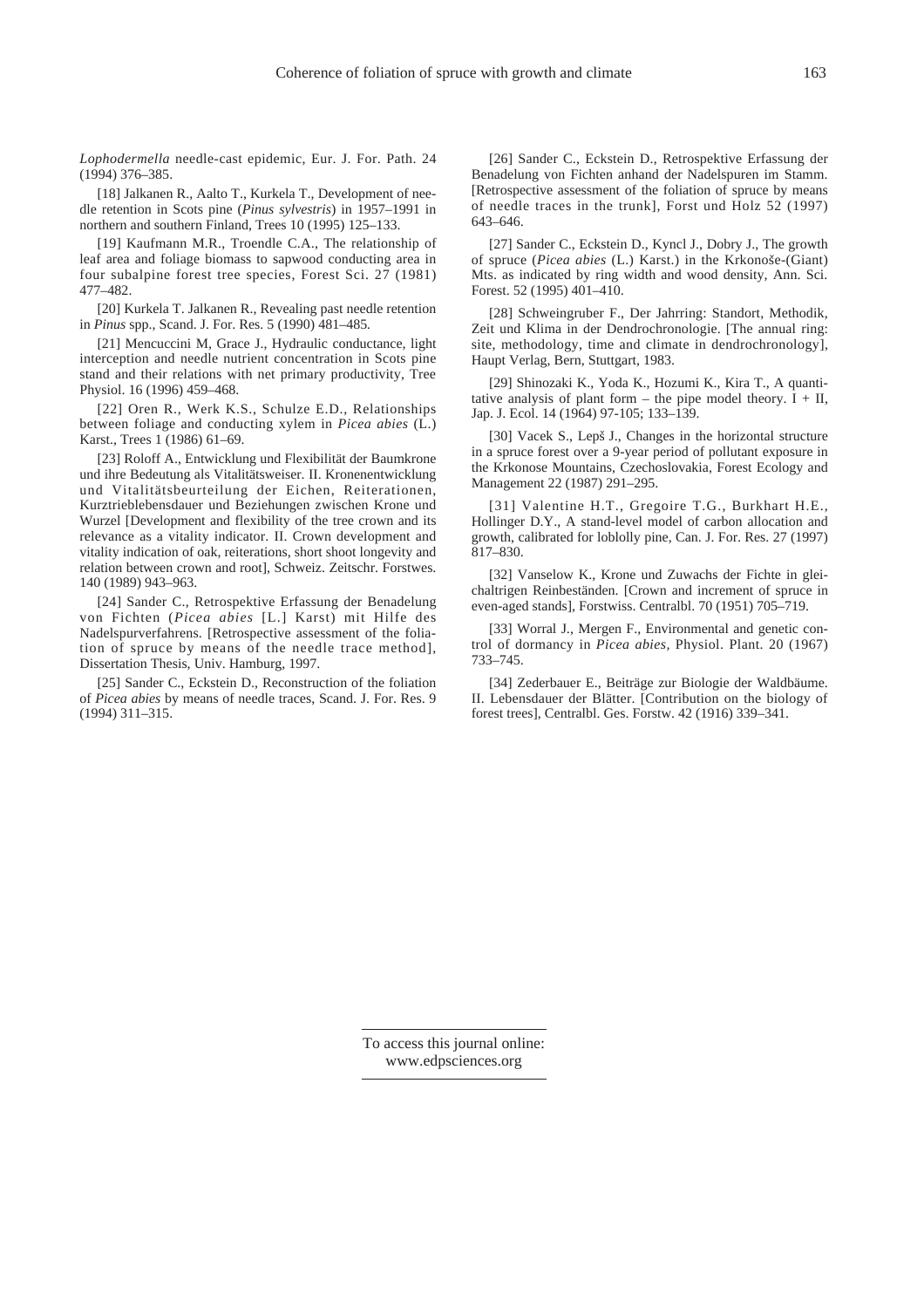*Lophodermella* needle-cast epidemic, Eur. J. For. Path. 24 (1994) 376–385.

[18] Jalkanen R., Aalto T., Kurkela T., Development of needle retention in Scots pine (*Pinus sylvestris*) in 1957–1991 in northern and southern Finland, Trees 10 (1995) 125–133.

[19] Kaufmann M.R., Troendle C.A., The relationship of leaf area and foliage biomass to sapwood conducting area in four subalpine forest tree species, Forest Sci. 27 (1981) 477–482.

[20] Kurkela T. Jalkanen R., Revealing past needle retention in *Pinus* spp., Scand. J. For. Res. 5 (1990) 481–485.

[21] Mencuccini M, Grace J., Hydraulic conductance, light interception and needle nutrient concentration in Scots pine stand and their relations with net primary productivity, Tree Physiol. 16 (1996) 459–468.

[22] Oren R., Werk K.S., Schulze E.D., Relationships between foliage and conducting xylem in *Picea abies* (L.) Karst., Trees 1 (1986) 61–69.

[23] Roloff A., Entwicklung und Flexibilität der Baumkrone und ihre Bedeutung als Vitalitätsweiser. II. Kronenentwicklung und Vitalitätsbeurteilung der Eichen, Reiterationen, Kurztrieblebensdauer und Beziehungen zwischen Krone und Wurzel [Development and flexibility of the tree crown and its relevance as a vitality indicator. II. Crown development and vitality indication of oak, reiterations, short shoot longevity and relation between crown and root], Schweiz. Zeitschr. Forstwes. 140 (1989) 943–963.

[24] Sander C., Retrospektive Erfassung der Benadelung von Fichten (*Picea abies* [L.] Karst) mit Hilfe des Nadelspurverfahrens. [Retrospective assessment of the foliation of spruce by means of the needle trace method], Dissertation Thesis, Univ. Hamburg, 1997.

[25] Sander C., Eckstein D., Reconstruction of the foliation of *Picea abies* by means of needle traces, Scand. J. For. Res. 9 (1994) 311–315.

[26] Sander C., Eckstein D., Retrospektive Erfassung der Benadelung von Fichten anhand der Nadelspuren im Stamm. [Retrospective assessment of the foliation of spruce by means of needle traces in the trunk], Forst und Holz 52 (1997) 643–646.

[27] Sander C., Eckstein D., Kyncl J., Dobry J., The growth of spruce (*Picea abies* (L.) Karst.) in the Krkonoše-(Giant) Mts. as indicated by ring width and wood density, Ann. Sci. Forest. 52 (1995) 401–410.

[28] Schweingruber F., Der Jahrring: Standort, Methodik, Zeit und Klima in der Dendrochronologie. [The annual ring: site, methodology, time and climate in dendrochronology], Haupt Verlag, Bern, Stuttgart, 1983.

[29] Shinozaki K., Yoda K., Hozumi K., Kira T., A quantitative analysis of plant form – the pipe model theory. I + II, Jap. J. Ecol. 14 (1964) 97-105; 133–139.

[30] Vacek S., Lepš J., Changes in the horizontal structure in a spruce forest over a 9-year period of pollutant exposure in the Krkonose Mountains, Czechoslovakia, Forest Ecology and Management 22 (1987) 291–295.

[31] Valentine H.T., Gregoire T.G., Burkhart H.E., Hollinger D.Y., A stand-level model of carbon allocation and growth, calibrated for loblolly pine, Can. J. For. Res. 27 (1997) 817–830.

[32] Vanselow K., Krone und Zuwachs der Fichte in gleichaltrigen Reinbeständen. [Crown and increment of spruce in even-aged stands], Forstwiss. Centralbl. 70 (1951) 705–719.

[33] Worral J., Mergen F., Environmental and genetic control of dormancy in *Picea abies*, Physiol. Plant. 20 (1967) 733–745.

[34] Zederbauer E., Beiträge zur Biologie der Waldbäume. II. Lebensdauer der Blätter. [Contribution on the biology of forest trees], Centralbl. Ges. Forstw. 42 (1916) 339–341.

To access this journal online:
www.edpsciences.org